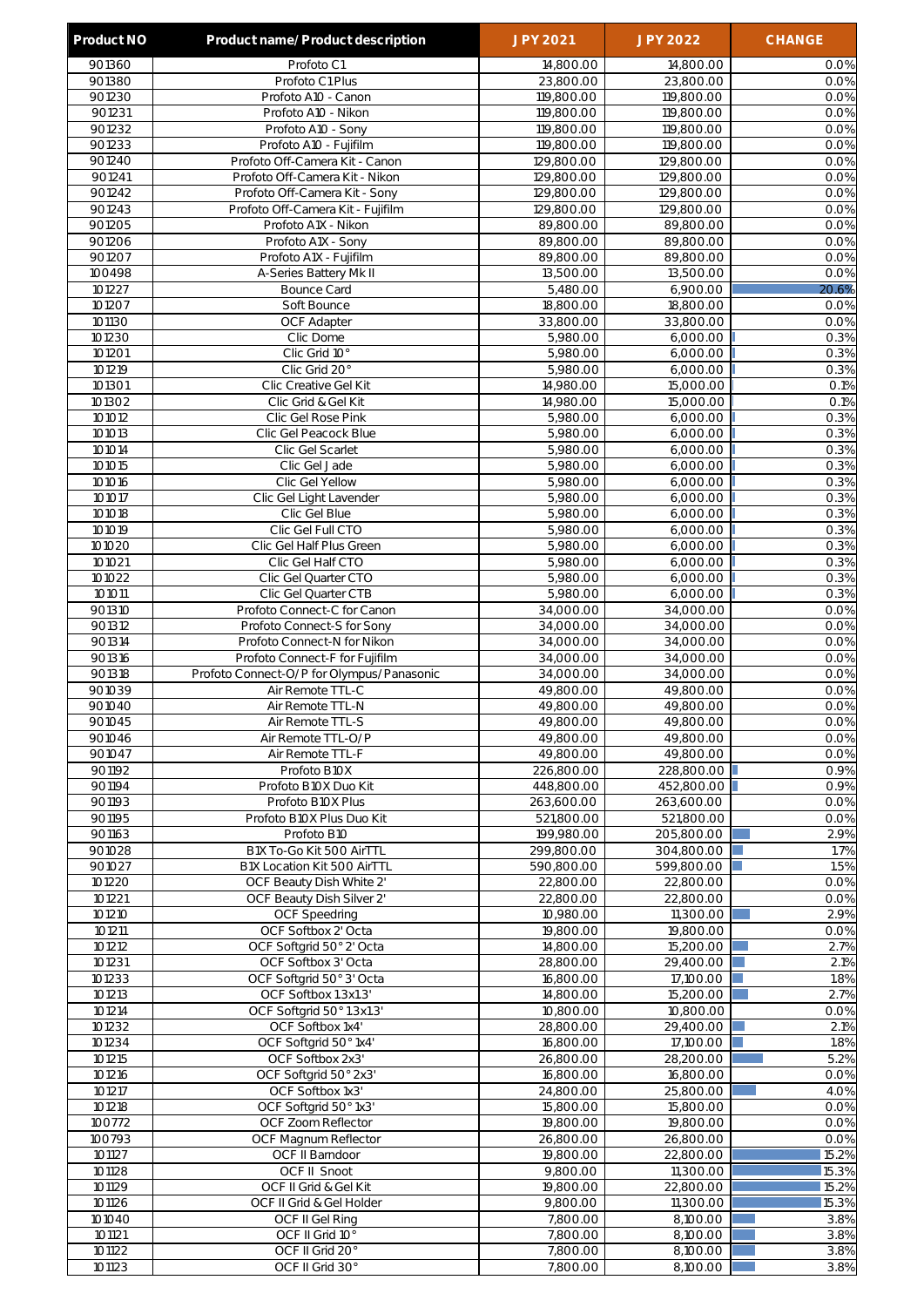| Product NO | Product name/ Product description | JPY 2021 | JPY 2022 | CHANGE |
|---|---|---|---|---|
| 901360 | Profoto C1 | 14,800.00 | 14,800.00 | 0.0% |
| 901380 | Profoto C1 Plus | 23,800.00 | 23,800.00 | 0.0% |
| 901230 | Profoto A10 - Canon | 119,800.00 | 119,800.00 | 0.0% |
| 901231 | Profoto A10 - Nikon | 119,800.00 | 119,800.00 | 0.0% |
| 901232 | Profoto A10 - Sony | 119,800.00 | 119,800.00 | 0.0% |
| 901233 | Profoto A10 - Fujifilm | 119,800.00 | 119,800.00 | 0.0% |
| 901240 | Profoto Off-Camera Kit - Canon | 129,800.00 | 129,800.00 | 0.0% |
| 901241 | Profoto Off-Camera Kit - Nikon | 129,800.00 | 129,800.00 | 0.0% |
| 901242 | Profoto Off-Camera Kit - Sony | 129,800.00 | 129,800.00 | 0.0% |
| 901243 | Profoto Off-Camera Kit - Fujifilm | 129,800.00 | 129,800.00 | 0.0% |
| 901205 | Profoto A1X - Nikon | 89,800.00 | 89,800.00 | 0.0% |
| 901206 | Profoto A1X - Sony | 89,800.00 | 89,800.00 | 0.0% |
| 901207 | Profoto A1X - Fujifilm | 89,800.00 | 89,800.00 | 0.0% |
| 100498 | A-Series Battery Mk II | 13,500.00 | 13,500.00 | 0.0% |
| 101227 | Bounce Card | 5,480.00 | 6,900.00 | 20.6% |
| 101207 | Soft Bounce | 18,800.00 | 18,800.00 | 0.0% |
| 101130 | OCF Adapter | 33,800.00 | 33,800.00 | 0.0% |
| 101230 | Clic Dome | 5,980.00 | 6,000.00 | 0.3% |
| 101201 | Clic Grid 10° | 5,980.00 | 6,000.00 | 0.3% |
| 101219 | Clic Grid 20° | 5,980.00 | 6,000.00 | 0.3% |
| 101301 | Clic Creative Gel Kit | 14,980.00 | 15,000.00 | 0.1% |
| 101302 | Clic Grid & Gel Kit | 14,980.00 | 15,000.00 | 0.1% |
| 101012 | Clic Gel Rose Pink | 5,980.00 | 6,000.00 | 0.3% |
| 101013 | Clic Gel Peacock Blue | 5,980.00 | 6,000.00 | 0.3% |
| 101014 | Clic Gel Scarlet | 5,980.00 | 6,000.00 | 0.3% |
| 101015 | Clic Gel Jade | 5,980.00 | 6,000.00 | 0.3% |
| 101016 | Clic Gel Yellow | 5,980.00 | 6,000.00 | 0.3% |
| 101017 | Clic Gel Light Lavender | 5,980.00 | 6,000.00 | 0.3% |
| 101018 | Clic Gel Blue | 5,980.00 | 6,000.00 | 0.3% |
| 101019 | Clic Gel Full CTO | 5,980.00 | 6,000.00 | 0.3% |
| 101020 | Clic Gel Half Plus Green | 5,980.00 | 6,000.00 | 0.3% |
| 101021 | Clic Gel Half CTO | 5,980.00 | 6,000.00 | 0.3% |
| 101022 | Clic Gel Quarter CTO | 5,980.00 | 6,000.00 | 0.3% |
| 101011 | Clic Gel Quarter CTB | 5,980.00 | 6,000.00 | 0.3% |
| 901310 | Profoto Connect-C for Canon | 34,000.00 | 34,000.00 | 0.0% |
| 901312 | Profoto Connect-S for Sony | 34,000.00 | 34,000.00 | 0.0% |
| 901314 | Profoto Connect-N for Nikon | 34,000.00 | 34,000.00 | 0.0% |
| 901316 | Profoto Connect-F for Fujifilm | 34,000.00 | 34,000.00 | 0.0% |
| 901318 | Profoto Connect-O/P for Olympus/Panasonic | 34,000.00 | 34,000.00 | 0.0% |
| 901039 | Air Remote TTL-C | 49,800.00 | 49,800.00 | 0.0% |
| 901040 | Air Remote TTL-N | 49,800.00 | 49,800.00 | 0.0% |
| 901045 | Air Remote TTL-S | 49,800.00 | 49,800.00 | 0.0% |
| 901046 | Air Remote TTL-O/P | 49,800.00 | 49,800.00 | 0.0% |
| 901047 | Air Remote TTL-F | 49,800.00 | 49,800.00 | 0.0% |
| 901192 | Profoto B10X | 226,800.00 | 228,800.00 | 0.9% |
| 901194 | Profoto B10X Duo Kit | 448,800.00 | 452,800.00 | 0.9% |
| 901193 | Profoto B10X Plus | 263,600.00 | 263,600.00 | 0.0% |
| 901195 | Profoto B10X Plus Duo Kit | 521,800.00 | 521,800.00 | 0.0% |
| 901163 | Profoto B10 | 199,980.00 | 205,800.00 | 2.9% |
| 901028 | B1X To-Go Kit 500 AirTTL | 299,800.00 | 304,800.00 | 1.7% |
| 901027 | B1X Location Kit 500 AirTTL | 590,800.00 | 599,800.00 | 1.5% |
| 101220 | OCF Beauty Dish White 2' | 22,800.00 | 22,800.00 | 0.0% |
| 101221 | OCF Beauty Dish Silver 2' | 22,800.00 | 22,800.00 | 0.0% |
| 101210 | OCF Speedring | 10,980.00 | 11,300.00 | 2.9% |
| 101211 | OCF Softbox 2' Octa | 19,800.00 | 19,800.00 | 0.0% |
| 101212 | OCF Softgrid 50° 2' Octa | 14,800.00 | 15,200.00 | 2.7% |
| 101231 | OCF Softbox 3' Octa | 28,800.00 | 29,400.00 | 2.1% |
| 101233 | OCF Softgrid 50° 3' Octa | 16,800.00 | 17,100.00 | 1.8% |
| 101213 | OCF Softbox 1.3x1.3' | 14,800.00 | 15,200.00 | 2.7% |
| 101214 | OCF Softgrid 50° 1.3x1.3' | 10,800.00 | 10,800.00 | 0.0% |
| 101232 | OCF Softbox 1x4' | 28,800.00 | 29,400.00 | 2.1% |
| 101234 | OCF Softgrid 50° 1x4' | 16,800.00 | 17,100.00 | 1.8% |
| 101215 | OCF Softbox 2x3' | 26,800.00 | 28,200.00 | 5.2% |
| 101216 | OCF Softgrid 50° 2x3' | 16,800.00 | 16,800.00 | 0.0% |
| 101217 | OCF Softbox 1x3' | 24,800.00 | 25,800.00 | 4.0% |
| 101218 | OCF Softgrid 50° 1x3' | 15,800.00 | 15,800.00 | 0.0% |
| 100772 | OCF Zoom Reflector | 19,800.00 | 19,800.00 | 0.0% |
| 100793 | OCF Magnum Reflector | 26,800.00 | 26,800.00 | 0.0% |
| 101127 | OCF II Barndoor | 19,800.00 | 22,800.00 | 15.2% |
| 101128 | OCF II Snoot | 9,800.00 | 11,300.00 | 15.3% |
| 101129 | OCF II Grid & Gel Kit | 19,800.00 | 22,800.00 | 15.2% |
| 101126 | OCF II Grid & Gel Holder | 9,800.00 | 11,300.00 | 15.3% |
| 101040 | OCF II Gel Ring | 7,800.00 | 8,100.00 | 3.8% |
| 101121 | OCF II Grid 10° | 7,800.00 | 8,100.00 | 3.8% |
| 101122 | OCF II Grid 20° | 7,800.00 | 8,100.00 | 3.8% |
| 101123 | OCF II Grid 30° | 7,800.00 | 8,100.00 | 3.8% |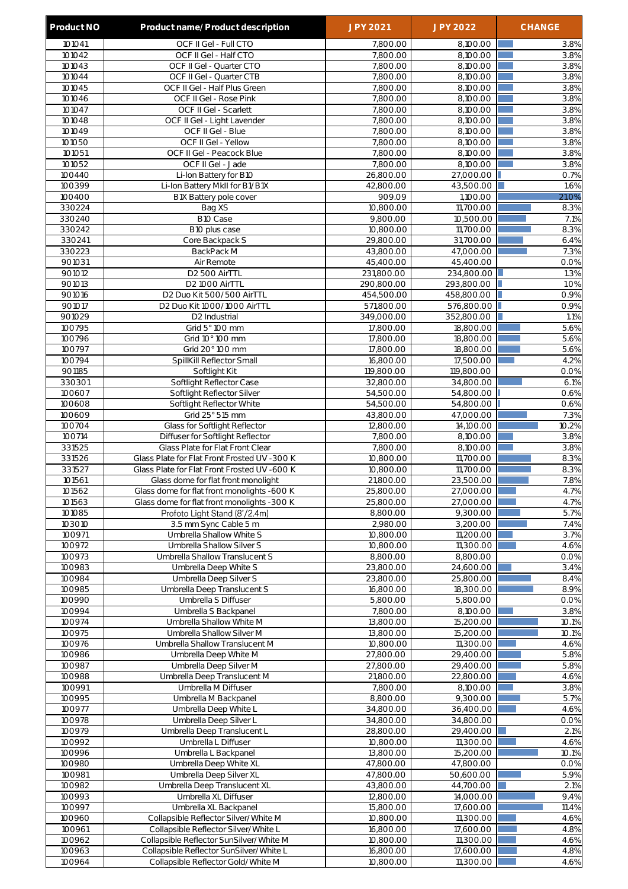| Product NO | Product name/ Product description | JPY 2021 | JPY 2022 | CHANGE |
|---|---|---|---|---|
| 101041 | OCF II Gel - Full CTO | 7,800.00 | 8,100.00 | 3.8% |
| 101042 | OCF II Gel - Half CTO | 7,800.00 | 8,100.00 | 3.8% |
| 101043 | OCF II Gel - Quarter CTO | 7,800.00 | 8,100.00 | 3.8% |
| 101044 | OCF II Gel - Quarter CTB | 7,800.00 | 8,100.00 | 3.8% |
| 101045 | OCF II Gel - Half Plus Green | 7,800.00 | 8,100.00 | 3.8% |
| 101046 | OCF II Gel - Rose Pink | 7,800.00 | 8,100.00 | 3.8% |
| 101047 | OCF II Gel - Scarlett | 7,800.00 | 8,100.00 | 3.8% |
| 101048 | OCF II Gel - Light Lavender | 7,800.00 | 8,100.00 | 3.8% |
| 101049 | OCF II Gel - Blue | 7,800.00 | 8,100.00 | 3.8% |
| 101050 | OCF II Gel - Yellow | 7,800.00 | 8,100.00 | 3.8% |
| 101051 | OCF II Gel - Peacock Blue | 7,800.00 | 8,100.00 | 3.8% |
| 101052 | OCF II Gel - Jade | 7,800.00 | 8,100.00 | 3.8% |
| 100440 | Li-Ion Battery for B10 | 26,800.00 | 27,000.00 | 0.7% |
| 100399 | Li-Ion Battery MkII for B1/B1X | 42,800.00 | 43,500.00 | 1.6% |
| 100400 | B1X Battery pole cover | 909.09 | 1,100.00 | 21.0% |
| 330224 | Bag XS | 10,800.00 | 11,700.00 | 8.3% |
| 330240 | B10 Case | 9,800.00 | 10,500.00 | 7.1% |
| 330242 | B10 plus case | 10,800.00 | 11,700.00 | 8.3% |
| 330241 | Core Backpack S | 29,800.00 | 31,700.00 | 6.4% |
| 330223 | BackPack M | 43,800.00 | 47,000.00 | 7.3% |
| 901031 | Air Remote | 45,400.00 | 45,400.00 | 0.0% |
| 901012 | D2 500 AirTTL | 231,800.00 | 234,800.00 | 1.3% |
| 901013 | D2 1000 AirTTL | 290,800.00 | 293,800.00 | 1.0% |
| 901016 | D2 Duo Kit 500/500 AirTTL | 454,500.00 | 458,800.00 | 0.9% |
| 901017 | D2 Duo Kit 1000/1000 AirTTL | 571,800.00 | 576,800.00 | 0.9% |
| 901029 | D2 Industrial | 349,000.00 | 352,800.00 | 1.1% |
| 100795 | Grid 5° 100 mm | 17,800.00 | 18,800.00 | 5.6% |
| 100796 | Grid 10° 100 mm | 17,800.00 | 18,800.00 | 5.6% |
| 100797 | Grid 20° 100 mm | 17,800.00 | 18,800.00 | 5.6% |
| 100794 | SpillKill Reflector Small | 16,800.00 | 17,500.00 | 4.2% |
| 901185 | Softlight Kit | 119,800.00 | 119,800.00 | 0.0% |
| 330301 | Softlight Reflector Case | 32,800.00 | 34,800.00 | 6.1% |
| 100607 | Softlight Reflector Silver | 54,500.00 | 54,800.00 | 0.6% |
| 100608 | Softlight Reflector White | 54,500.00 | 54,800.00 | 0.6% |
| 100609 | Grid 25° 515 mm | 43,800.00 | 47,000.00 | 7.3% |
| 100704 | Glass for Softlight Reflector | 12,800.00 | 14,100.00 | 10.2% |
| 100714 | Diffuser for Softlight Reflector | 7,800.00 | 8,100.00 | 3.8% |
| 331525 | Glass Plate for Flat Front Clear | 7,800.00 | 8,100.00 | 3.8% |
| 331526 | Glass Plate for Flat Front Frosted UV -300 K | 10,800.00 | 11,700.00 | 8.3% |
| 331527 | Glass Plate for Flat Front Frosted UV -600 K | 10,800.00 | 11,700.00 | 8.3% |
| 101561 | Glass dome for flat front monolight | 21,800.00 | 23,500.00 | 7.8% |
| 101562 | Glass dome for flat front monolights -600 K | 25,800.00 | 27,000.00 | 4.7% |
| 101563 | Glass dome for flat front monolights -300 K | 25,800.00 | 27,000.00 | 4.7% |
| 101085 | Profoto Light Stand (8'/2.4m) | 8,800.00 | 9,300.00 | 5.7% |
| 103010 | 3.5 mm Sync Cable 5 m | 2,980.00 | 3,200.00 | 7.4% |
| 100971 | Umbrella Shallow White S | 10,800.00 | 11,200.00 | 3.7% |
| 100972 | Umbrella Shallow Silver S | 10,800.00 | 11,300.00 | 4.6% |
| 100973 | Umbrella Shallow Translucent S | 8,800.00 | 8,800.00 | 0.0% |
| 100983 | Umbrella Deep White S | 23,800.00 | 24,600.00 | 3.4% |
| 100984 | Umbrella Deep Silver S | 23,800.00 | 25,800.00 | 8.4% |
| 100985 | Umbrella Deep Translucent S | 16,800.00 | 18,300.00 | 8.9% |
| 100990 | Umbrella S Diffuser | 5,800.00 | 5,800.00 | 0.0% |
| 100994 | Umbrella S Backpanel | 7,800.00 | 8,100.00 | 3.8% |
| 100974 | Umbrella Shallow White M | 13,800.00 | 15,200.00 | 10.1% |
| 100975 | Umbrella Shallow Silver M | 13,800.00 | 15,200.00 | 10.1% |
| 100976 | Umbrella Shallow Translucent M | 10,800.00 | 11,300.00 | 4.6% |
| 100986 | Umbrella Deep White M | 27,800.00 | 29,400.00 | 5.8% |
| 100987 | Umbrella Deep Silver M | 27,800.00 | 29,400.00 | 5.8% |
| 100988 | Umbrella Deep Translucent M | 21,800.00 | 22,800.00 | 4.6% |
| 100991 | Umbrella M Diffuser | 7,800.00 | 8,100.00 | 3.8% |
| 100995 | Umbrella M Backpanel | 8,800.00 | 9,300.00 | 5.7% |
| 100977 | Umbrella Deep White L | 34,800.00 | 36,400.00 | 4.6% |
| 100978 | Umbrella Deep Silver L | 34,800.00 | 34,800.00 | 0.0% |
| 100979 | Umbrella Deep Translucent L | 28,800.00 | 29,400.00 | 2.1% |
| 100992 | Umbrella L Diffuser | 10,800.00 | 11,300.00 | 4.6% |
| 100996 | Umbrella L Backpanel | 13,800.00 | 15,200.00 | 10.1% |
| 100980 | Umbrella Deep White XL | 47,800.00 | 47,800.00 | 0.0% |
| 100981 | Umbrella Deep Silver XL | 47,800.00 | 50,600.00 | 5.9% |
| 100982 | Umbrella Deep Translucent XL | 43,800.00 | 44,700.00 | 2.1% |
| 100993 | Umbrella XL Diffuser | 12,800.00 | 14,000.00 | 9.4% |
| 100997 | Umbrella XL Backpanel | 15,800.00 | 17,600.00 | 11.4% |
| 100960 | Collapsible Reflector Silver/White M | 10,800.00 | 11,300.00 | 4.6% |
| 100961 | Collapsible Reflector Silver/White L | 16,800.00 | 17,600.00 | 4.8% |
| 100962 | Collapsible Reflector SunSilver/White M | 10,800.00 | 11,300.00 | 4.6% |
| 100963 | Collapsible Reflector SunSilver/White L | 16,800.00 | 17,600.00 | 4.8% |
| 100964 | Collapsible Reflector Gold/White M | 10,800.00 | 11,300.00 | 4.6% |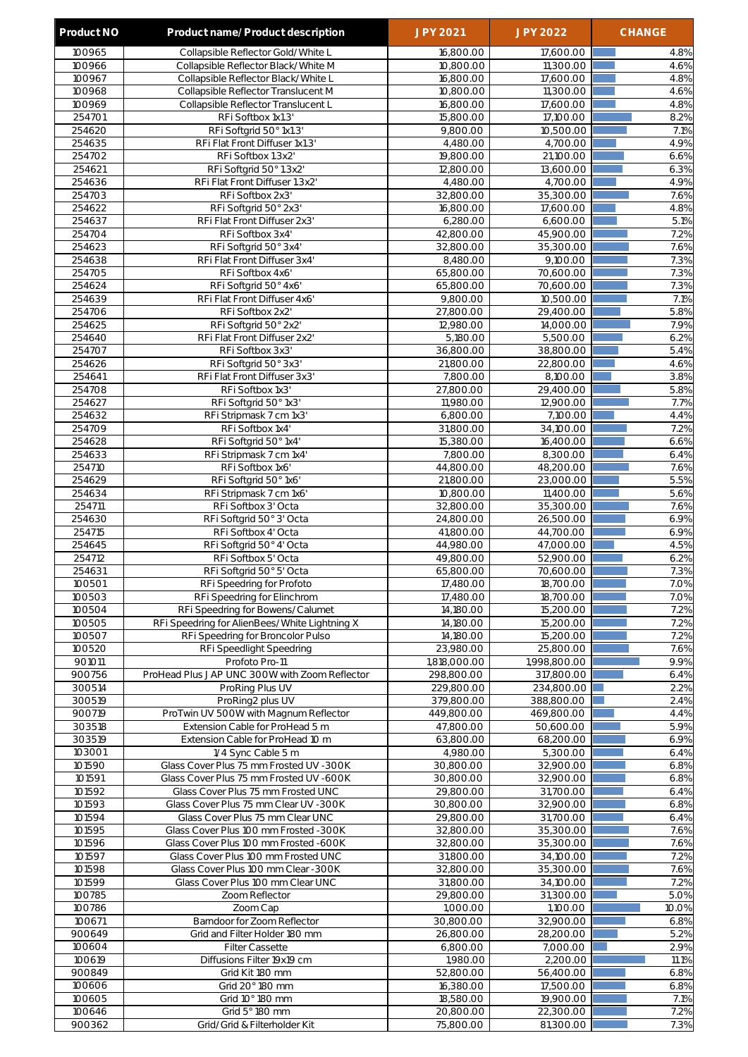| Product NO | Product name/ Product description | JPY 2021 | JPY 2022 | CHANGE |
|---|---|---|---|---|
| 100965 | Collapsible Reflector Gold/White L | 16,800.00 | 17,600.00 | 4.8% |
| 100966 | Collapsible Reflector Black/White M | 10,800.00 | 11,300.00 | 4.6% |
| 100967 | Collapsible Reflector Black/White L | 16,800.00 | 17,600.00 | 4.8% |
| 100968 | Collapsible Reflector Translucent M | 10,800.00 | 11,300.00 | 4.6% |
| 100969 | Collapsible Reflector Translucent L | 16,800.00 | 17,600.00 | 4.8% |
| 254701 | RFi Softbox 1x1.3' | 15,800.00 | 17,100.00 | 8.2% |
| 254620 | RFi Softgrid 50° 1x1.3' | 9,800.00 | 10,500.00 | 7.1% |
| 254635 | RFi Flat Front Diffuser 1x1.3' | 4,480.00 | 4,700.00 | 4.9% |
| 254702 | RFi Softbox 1.3x2' | 19,800.00 | 21,100.00 | 6.6% |
| 254621 | RFi Softgrid 50° 1.3x2' | 12,800.00 | 13,600.00 | 6.3% |
| 254636 | RFi Flat Front Diffuser 1.3x2' | 4,480.00 | 4,700.00 | 4.9% |
| 254703 | RFi Softbox 2x3' | 32,800.00 | 35,300.00 | 7.6% |
| 254622 | RFi Softgrid 50° 2x3' | 16,800.00 | 17,600.00 | 4.8% |
| 254637 | RFi Flat Front Diffuser 2x3' | 6,280.00 | 6,600.00 | 5.1% |
| 254704 | RFi Softbox 3x4' | 42,800.00 | 45,900.00 | 7.2% |
| 254623 | RFi Softgrid 50° 3x4' | 32,800.00 | 35,300.00 | 7.6% |
| 254638 | RFi Flat Front Diffuser 3x4' | 8,480.00 | 9,100.00 | 7.3% |
| 254705 | RFi Softbox 4x6' | 65,800.00 | 70,600.00 | 7.3% |
| 254624 | RFi Softgrid 50° 4x6' | 65,800.00 | 70,600.00 | 7.3% |
| 254639 | RFi Flat Front Diffuser 4x6' | 9,800.00 | 10,500.00 | 7.1% |
| 254706 | RFi Softbox 2x2' | 27,800.00 | 29,400.00 | 5.8% |
| 254625 | RFi Softgrid 50° 2x2' | 12,980.00 | 14,000.00 | 7.9% |
| 254640 | RFi Flat Front Diffuser 2x2' | 5,180.00 | 5,500.00 | 6.2% |
| 254707 | RFi Softbox 3x3' | 36,800.00 | 38,800.00 | 5.4% |
| 254626 | RFi Softgrid 50° 3x3' | 21,800.00 | 22,800.00 | 4.6% |
| 254641 | RFi Flat Front Diffuser 3x3' | 7,800.00 | 8,100.00 | 3.8% |
| 254708 | RFi Softbox 1x3' | 27,800.00 | 29,400.00 | 5.8% |
| 254627 | RFi Softgrid 50° 1x3' | 11,980.00 | 12,900.00 | 7.7% |
| 254632 | RFi Stripmask 7 cm 1x3' | 6,800.00 | 7,100.00 | 4.4% |
| 254709 | RFi Softbox 1x4' | 31,800.00 | 34,100.00 | 7.2% |
| 254628 | RFi Softgrid 50° 1x4' | 15,380.00 | 16,400.00 | 6.6% |
| 254633 | RFi Stripmask 7 cm 1x4' | 7,800.00 | 8,300.00 | 6.4% |
| 254710 | RFi Softbox 1x6' | 44,800.00 | 48,200.00 | 7.6% |
| 254629 | RFi Softgrid 50° 1x6' | 21,800.00 | 23,000.00 | 5.5% |
| 254634 | RFi Stripmask 7 cm 1x6' | 10,800.00 | 11,400.00 | 5.6% |
| 254711 | RFi Softbox 3' Octa | 32,800.00 | 35,300.00 | 7.6% |
| 254630 | RFi Softgrid 50° 3' Octa | 24,800.00 | 26,500.00 | 6.9% |
| 254715 | RFi Softbox 4' Octa | 41,800.00 | 44,700.00 | 6.9% |
| 254645 | RFi Softgrid 50° 4' Octa | 44,980.00 | 47,000.00 | 4.5% |
| 254712 | RFi Softbox 5' Octa | 49,800.00 | 52,900.00 | 6.2% |
| 254631 | RFi Softgrid 50° 5' Octa | 65,800.00 | 70,600.00 | 7.3% |
| 100501 | RFi Speedring for Profoto | 17,480.00 | 18,700.00 | 7.0% |
| 100503 | RFi Speedring for Elinchrom | 17,480.00 | 18,700.00 | 7.0% |
| 100504 | RFi Speedring for Bowens/Calumet | 14,180.00 | 15,200.00 | 7.2% |
| 100505 | RFi Speedring for AlienBees/White Lightning X | 14,180.00 | 15,200.00 | 7.2% |
| 100507 | RFi Speedring for Broncolor Pulso | 14,180.00 | 15,200.00 | 7.2% |
| 100520 | RFi Speedlight Speedring | 23,980.00 | 25,800.00 | 7.6% |
| 901011 | Profoto Pro-11 | 1,818,000.00 | 1,998,800.00 | 9.9% |
| 900756 | ProHead Plus JAP UNC 300W with Zoom Reflector | 298,800.00 | 317,800.00 | 6.4% |
| 300514 | ProRing Plus UV | 229,800.00 | 234,800.00 | 2.2% |
| 300519 | ProRing2 plus UV | 379,800.00 | 388,800.00 | 2.4% |
| 900719 | ProTwin UV 500W with Magnum Reflector | 449,800.00 | 469,800.00 | 4.4% |
| 303518 | Extension Cable for ProHead 5 m | 47,800.00 | 50,600.00 | 5.9% |
| 303519 | Extension Cable for ProHead 10 m | 63,800.00 | 68,200.00 | 6.9% |
| 103001 | 1/4 Sync Cable 5 m | 4,980.00 | 5,300.00 | 6.4% |
| 101590 | Glass Cover Plus 75 mm Frosted UV -300K | 30,800.00 | 32,900.00 | 6.8% |
| 101591 | Glass Cover Plus 75 mm Frosted UV -600K | 30,800.00 | 32,900.00 | 6.8% |
| 101592 | Glass Cover Plus 75 mm Frosted UNC | 29,800.00 | 31,700.00 | 6.4% |
| 101593 | Glass Cover Plus 75 mm Clear UV -300K | 30,800.00 | 32,900.00 | 6.8% |
| 101594 | Glass Cover Plus 75 mm Clear UNC | 29,800.00 | 31,700.00 | 6.4% |
| 101595 | Glass Cover Plus 100 mm Frosted -300K | 32,800.00 | 35,300.00 | 7.6% |
| 101596 | Glass Cover Plus 100 mm Frosted -600K | 32,800.00 | 35,300.00 | 7.6% |
| 101597 | Glass Cover Plus 100 mm Frosted UNC | 31,800.00 | 34,100.00 | 7.2% |
| 101598 | Glass Cover Plus 100 mm Clear -300K | 32,800.00 | 35,300.00 | 7.6% |
| 101599 | Glass Cover Plus 100 mm Clear UNC | 31,800.00 | 34,100.00 | 7.2% |
| 100785 | Zoom Reflector | 29,800.00 | 31,300.00 | 5.0% |
| 100786 | Zoom Cap | 1,000.00 | 1,100.00 | 10.0% |
| 100671 | Barndoor for Zoom Reflector | 30,800.00 | 32,900.00 | 6.8% |
| 900649 | Grid and Filter Holder 180 mm | 26,800.00 | 28,200.00 | 5.2% |
| 100604 | Filter Cassette | 6,800.00 | 7,000.00 | 2.9% |
| 100619 | Diffusions Filter 19x19 cm | 1,980.00 | 2,200.00 | 11.1% |
| 900849 | Grid Kit 180 mm | 52,800.00 | 56,400.00 | 6.8% |
| 100606 | Grid 20° 180 mm | 16,380.00 | 17,500.00 | 6.8% |
| 100605 | Grid 10° 180 mm | 18,580.00 | 19,900.00 | 7.1% |
| 100646 | Grid 5° 180 mm | 20,800.00 | 22,300.00 | 7.2% |
| 900362 | Grid/Grid & Filterholder Kit | 75,800.00 | 81,300.00 | 7.3% |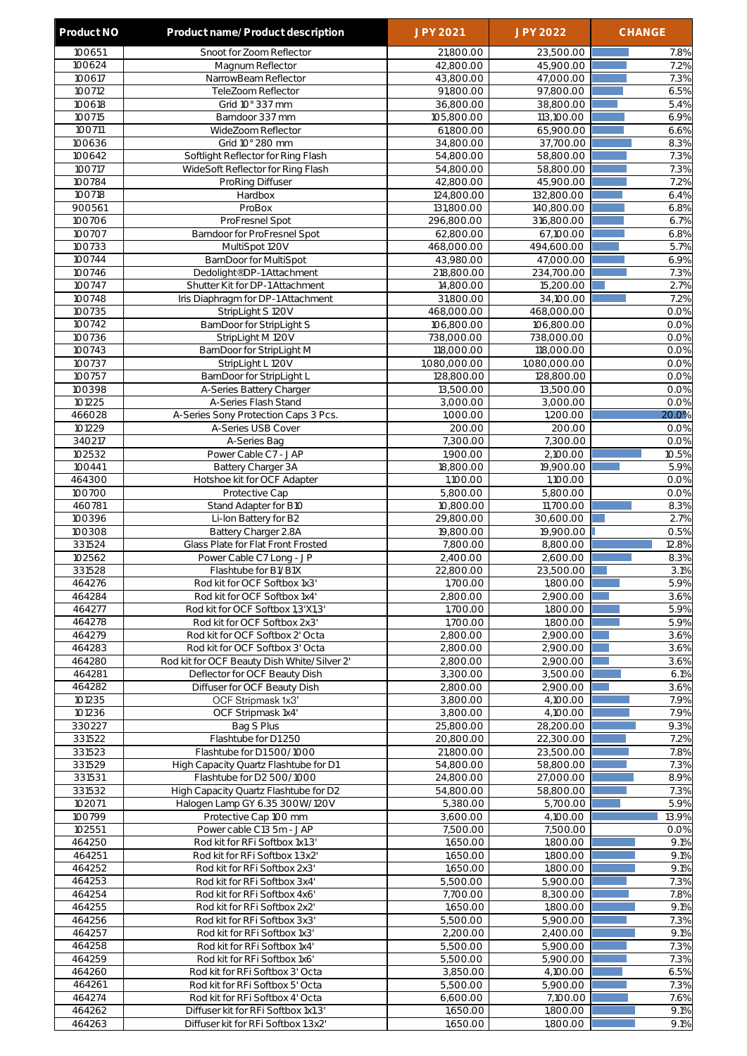| Product NO | Product name/ Product description | JPY 2021 | JPY 2022 | CHANGE |
|---|---|---|---|---|
| 100651 | Snoot for Zoom Reflector | 21,800.00 | 23,500.00 | 7.8% |
| 100624 | Magnum Reflector | 42,800.00 | 45,900.00 | 7.2% |
| 100617 | NarrowBeam Reflector | 43,800.00 | 47,000.00 | 7.3% |
| 100712 | TeleZoom Reflector | 91,800.00 | 97,800.00 | 6.5% |
| 100618 | Grid 10° 337 mm | 36,800.00 | 38,800.00 | 5.4% |
| 100715 | Barndoor 337 mm | 105,800.00 | 113,100.00 | 6.9% |
| 100711 | WideZoom Reflector | 61,800.00 | 65,900.00 | 6.6% |
| 100636 | Grid 10° 280 mm | 34,800.00 | 37,700.00 | 8.3% |
| 100642 | Softlight Reflector for Ring Flash | 54,800.00 | 58,800.00 | 7.3% |
| 100717 | WideSoft Reflector for Ring Flash | 54,800.00 | 58,800.00 | 7.3% |
| 100784 | ProRing Diffuser | 42,800.00 | 45,900.00 | 7.2% |
| 100718 | Hardbox | 124,800.00 | 132,800.00 | 6.4% |
| 900561 | ProBox | 131,800.00 | 140,800.00 | 6.8% |
| 100706 | ProFresnel Spot | 296,800.00 | 316,800.00 | 6.7% |
| 100707 | Barndoor for ProFresnel Spot | 62,800.00 | 67,100.00 | 6.8% |
| 100733 | MultiSpot 120V | 468,000.00 | 494,600.00 | 5.7% |
| 100744 | BarnDoor for MultiSpot | 43,980.00 | 47,000.00 | 6.9% |
| 100746 | Dedolight® DP-1 Attachment | 218,800.00 | 234,700.00 | 7.3% |
| 100747 | Shutter Kit for DP-1 Attachment | 14,800.00 | 15,200.00 | 2.7% |
| 100748 | Iris Diaphragm for DP-1 Attachment | 31,800.00 | 34,100.00 | 7.2% |
| 100735 | StripLight S 120V | 468,000.00 | 468,000.00 | 0.0% |
| 100742 | BarnDoor for StripLight S | 106,800.00 | 106,800.00 | 0.0% |
| 100736 | StripLight M 120V | 738,000.00 | 738,000.00 | 0.0% |
| 100743 | BarnDoor for StripLight M | 118,000.00 | 118,000.00 | 0.0% |
| 100737 | StripLight L 120V | 1,080,000.00 | 1,080,000.00 | 0.0% |
| 100757 | BarnDoor for StripLight L | 128,800.00 | 128,800.00 | 0.0% |
| 100398 | A-Series Battery Charger | 13,500.00 | 13,500.00 | 0.0% |
| 101225 | A-Series Flash Stand | 3,000.00 | 3,000.00 | 0.0% |
| 466028 | A-Series Sony Protection Caps 3 Pcs. | 1,000.00 | 1,200.00 | 20.0% |
| 101229 | A-Series USB Cover | 200.00 | 200.00 | 0.0% |
| 340217 | A-Series Bag | 7,300.00 | 7,300.00 | 0.0% |
| 102532 | Power Cable C7 - JAP | 1,900.00 | 2,100.00 | 10.5% |
| 100441 | Battery Charger 3A | 18,800.00 | 19,900.00 | 5.9% |
| 464300 | Hotshoe kit for OCF Adapter | 1,100.00 | 1,100.00 | 0.0% |
| 100700 | Protective Cap | 5,800.00 | 5,800.00 | 0.0% |
| 460781 | Stand Adapter for B10 | 10,800.00 | 11,700.00 | 8.3% |
| 100396 | Li-Ion Battery for B2 | 29,800.00 | 30,600.00 | 2.7% |
| 100308 | Battery Charger 2.8A | 19,800.00 | 19,900.00 | 0.5% |
| 331524 | Glass Plate for Flat Front Frosted | 7,800.00 | 8,800.00 | 12.8% |
| 102562 | Power Cable C7 Long - JP | 2,400.00 | 2,600.00 | 8.3% |
| 331528 | Flashtube for B1/B1X | 22,800.00 | 23,500.00 | 3.1% |
| 464276 | Rod kit for OCF Softbox 1x3' | 1,700.00 | 1,800.00 | 5.9% |
| 464284 | Rod kit for OCF Softbox 1x4' | 2,800.00 | 2,900.00 | 3.6% |
| 464277 | Rod kit for OCF Softbox 1,3'X1,3' | 1,700.00 | 1,800.00 | 5.9% |
| 464278 | Rod kit for OCF Softbox 2x3' | 1,700.00 | 1,800.00 | 5.9% |
| 464279 | Rod kit for OCF Softbox 2' Octa | 2,800.00 | 2,900.00 | 3.6% |
| 464283 | Rod kit for OCF Softbox 3' Octa | 2,800.00 | 2,900.00 | 3.6% |
| 464280 | Rod kit for OCF Beauty Dish White/Silver 2' | 2,800.00 | 2,900.00 | 3.6% |
| 464281 | Deflector for OCF Beauty Dish | 3,300.00 | 3,500.00 | 6.1% |
| 464282 | Diffuser for OCF Beauty Dish | 2,800.00 | 2,900.00 | 3.6% |
| 101235 | OCF Stripmask 1x3' | 3,800.00 | 4,100.00 | 7.9% |
| 101236 | OCF Stripmask 1x4' | 3,800.00 | 4,100.00 | 7.9% |
| 330227 | Bag S Plus | 25,800.00 | 28,200.00 | 9.3% |
| 331522 | Flashtube for D1 250 | 20,800.00 | 22,300.00 | 7.2% |
| 331523 | Flashtube for D1 500/1000 | 21,800.00 | 23,500.00 | 7.8% |
| 331529 | High Capacity Quartz Flashtube for D1 | 54,800.00 | 58,800.00 | 7.3% |
| 331531 | Flashtube for D2 500/1000 | 24,800.00 | 27,000.00 | 8.9% |
| 331532 | High Capacity Quartz Flashtube for D2 | 54,800.00 | 58,800.00 | 7.3% |
| 102071 | Halogen Lamp GY 6.35 300W/120V | 5,380.00 | 5,700.00 | 5.9% |
| 100799 | Protective Cap 100 mm | 3,600.00 | 4,100.00 | 13.9% |
| 102551 | Power cable C13 5m - JAP | 7,500.00 | 7,500.00 | 0.0% |
| 464250 | Rod kit for RFi Softbox 1x1.3' | 1,650.00 | 1,800.00 | 9.1% |
| 464251 | Rod kit for RFi Softbox 1.3x2' | 1,650.00 | 1,800.00 | 9.1% |
| 464252 | Rod kit for RFi Softbox 2x3' | 1,650.00 | 1,800.00 | 9.1% |
| 464253 | Rod kit for RFi Softbox 3x4' | 5,500.00 | 5,900.00 | 7.3% |
| 464254 | Rod kit for RFi Softbox 4x6' | 7,700.00 | 8,300.00 | 7.8% |
| 464255 | Rod kit for RFi Softbox 2x2' | 1,650.00 | 1,800.00 | 9.1% |
| 464256 | Rod kit for RFi Softbox 3x3' | 5,500.00 | 5,900.00 | 7.3% |
| 464257 | Rod kit for RFi Softbox 1x3' | 2,200.00 | 2,400.00 | 9.1% |
| 464258 | Rod kit for RFi Softbox 1x4' | 5,500.00 | 5,900.00 | 7.3% |
| 464259 | Rod kit for RFi Softbox 1x6' | 5,500.00 | 5,900.00 | 7.3% |
| 464260 | Rod kit for RFi Softbox 3' Octa | 3,850.00 | 4,100.00 | 6.5% |
| 464261 | Rod kit for RFi Softbox 5' Octa | 5,500.00 | 5,900.00 | 7.3% |
| 464274 | Rod kit for RFi Softbox 4' Octa | 6,600.00 | 7,100.00 | 7.6% |
| 464262 | Diffuser kit for RFi Softbox 1x1.3' | 1,650.00 | 1,800.00 | 9.1% |
| 464263 | Diffuser kit for RFi Softbox 1.3x2' | 1,650.00 | 1,800.00 | 9.1% |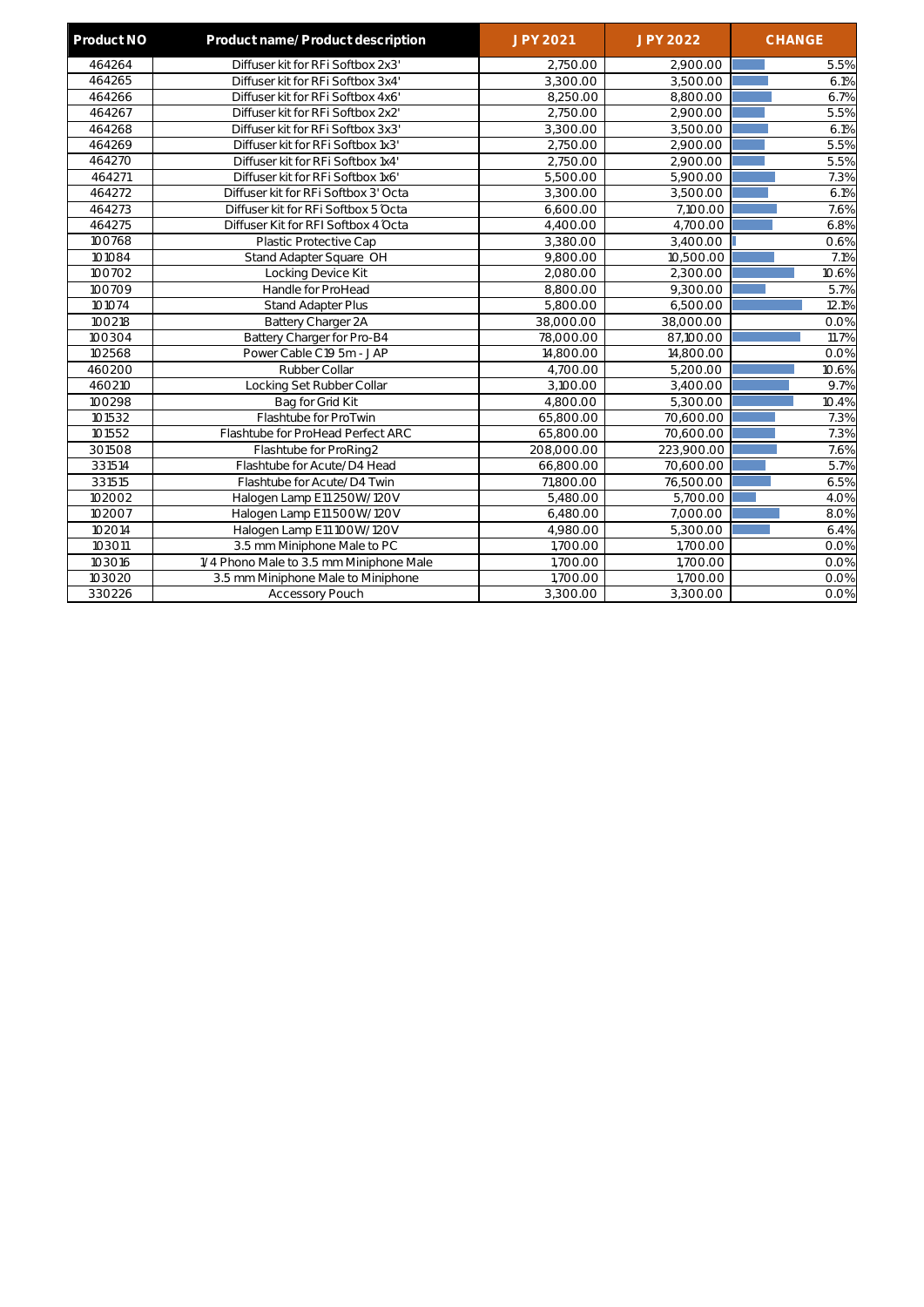| Product NO | Product name/ Product description | JPY 2021 | JPY 2022 | CHANGE |
|---|---|---|---|---|
| 464264 | Diffuser kit for RFi Softbox 2x3' | 2,750.00 | 2,900.00 | 5.5% |
| 464265 | Diffuser kit for RFi Softbox 3x4' | 3,300.00 | 3,500.00 | 6.1% |
| 464266 | Diffuser kit for RFi Softbox 4x6' | 8,250.00 | 8,800.00 | 6.7% |
| 464267 | Diffuser kit for RFi Softbox 2x2' | 2,750.00 | 2,900.00 | 5.5% |
| 464268 | Diffuser kit for RFi Softbox 3x3' | 3,300.00 | 3,500.00 | 6.1% |
| 464269 | Diffuser kit for RFi Softbox 1x3' | 2,750.00 | 2,900.00 | 5.5% |
| 464270 | Diffuser kit for RFi Softbox 1x4' | 2,750.00 | 2,900.00 | 5.5% |
| 464271 | Diffuser kit for RFi Softbox 1x6' | 5,500.00 | 5,900.00 | 7.3% |
| 464272 | Diffuser kit for RFi Softbox 3' Octa | 3,300.00 | 3,500.00 | 6.1% |
| 464273 | Diffuser kit for RFi Softbox 5´Octa | 6,600.00 | 7,100.00 | 7.6% |
| 464275 | Diffuser Kit for RFI Softbox 4´Octa | 4,400.00 | 4,700.00 | 6.8% |
| 100768 | Plastic Protective Cap | 3,380.00 | 3,400.00 | 0.6% |
| 101084 | Stand Adapter Square OH | 9,800.00 | 10,500.00 | 7.1% |
| 100702 | Locking Device Kit | 2,080.00 | 2,300.00 | 10.6% |
| 100709 | Handle for ProHead | 8,800.00 | 9,300.00 | 5.7% |
| 101074 | Stand Adapter Plus | 5,800.00 | 6,500.00 | 12.1% |
| 100218 | Battery Charger 2A | 38,000.00 | 38,000.00 | 0.0% |
| 100304 | Battery Charger for Pro-B4 | 78,000.00 | 87,100.00 | 11.7% |
| 102568 | Power Cable C19 5m - JAP | 14,800.00 | 14,800.00 | 0.0% |
| 460200 | Rubber Collar | 4,700.00 | 5,200.00 | 10.6% |
| 460210 | Locking Set Rubber Collar | 3,100.00 | 3,400.00 | 9.7% |
| 100298 | Bag for Grid Kit | 4,800.00 | 5,300.00 | 10.4% |
| 101532 | Flashtube for ProTwin | 65,800.00 | 70,600.00 | 7.3% |
| 101552 | Flashtube for ProHead Perfect ARC | 65,800.00 | 70,600.00 | 7.3% |
| 301508 | Flashtube for ProRing2 | 208,000.00 | 223,900.00 | 7.6% |
| 331514 | Flashtube for Acute/D4 Head | 66,800.00 | 70,600.00 | 5.7% |
| 331515 | Flashtube for Acute/D4 Twin | 71,800.00 | 76,500.00 | 6.5% |
| 102002 | Halogen Lamp E11 250W/120V | 5,480.00 | 5,700.00 | 4.0% |
| 102007 | Halogen Lamp E11 500W/120V | 6,480.00 | 7,000.00 | 8.0% |
| 102014 | Halogen Lamp E11 100W/120V | 4,980.00 | 5,300.00 | 6.4% |
| 103011 | 3.5 mm Miniphone Male to PC | 1,700.00 | 1,700.00 | 0.0% |
| 103016 | 1/4 Phono Male to 3.5 mm Miniphone Male | 1,700.00 | 1,700.00 | 0.0% |
| 103020 | 3.5 mm Miniphone Male to Miniphone | 1,700.00 | 1,700.00 | 0.0% |
| 330226 | Accessory Pouch | 3,300.00 | 3,300.00 | 0.0% |